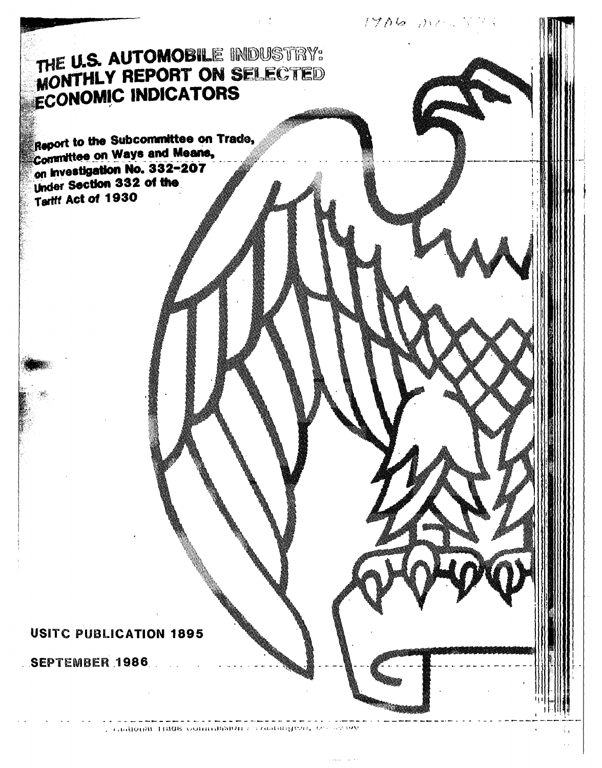# THE U.S. AUTOMOBILE INDUSTRY: MONTHLY REPORT ON SELECTED ECONOMIC INDICATORS

**Report to the Subcommittee on Trade, Committee on Ways and Means, on Investigation No. 332-207 Under Section 332 of the Tariff Act of 1930**

**USITC PUBLICATION 1895**

**SEPTEMBER 1986**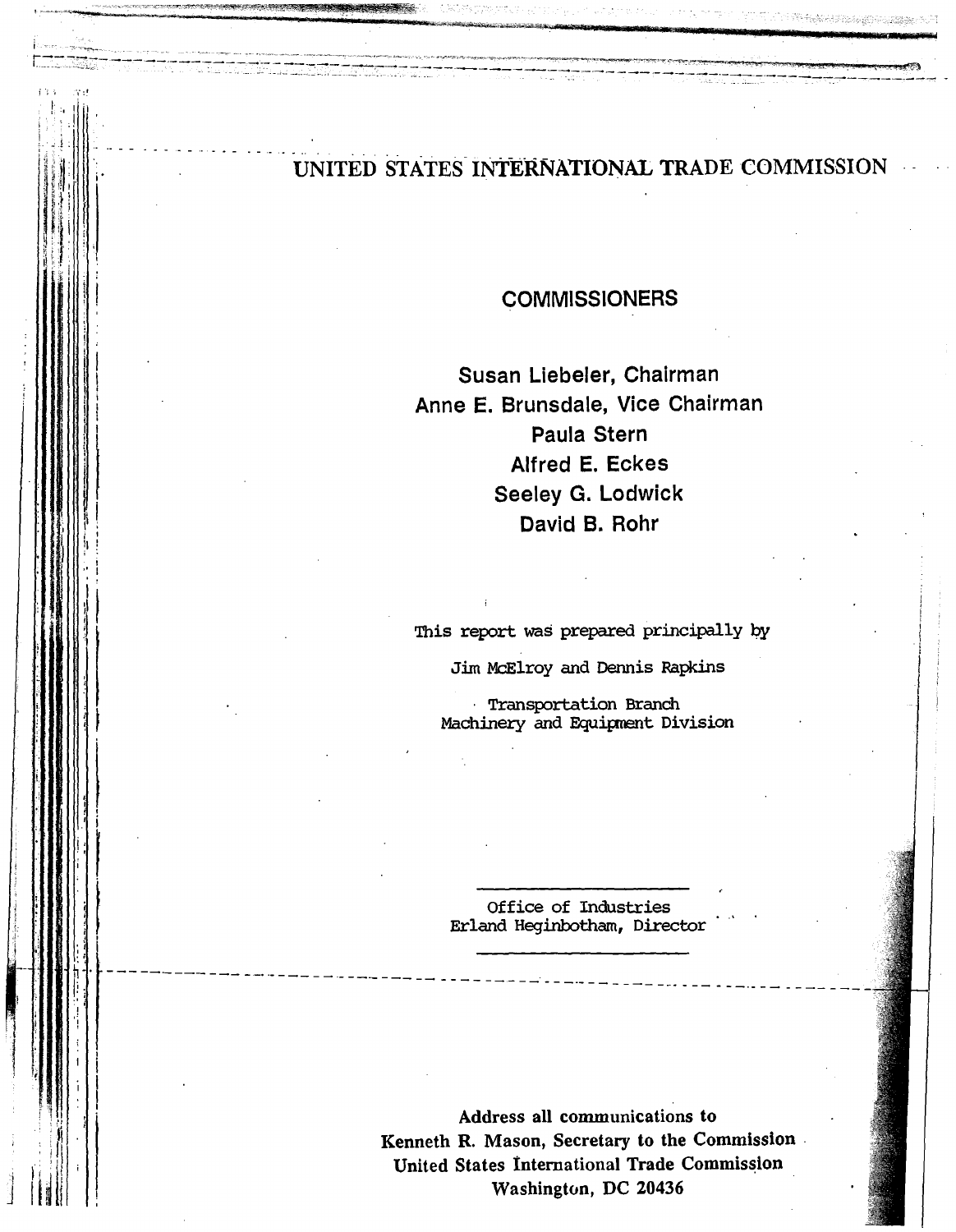# UNITED STATES INTERNATIONAL TRADE COMMISSION

## COMMISSIONERS

Susan Liebeler, Chairman
Anne E. Brunsdale, Vice Chairman
Paula Stern
Alfred E. Eckes
Seeley G. Lodwick
David B. Rohr

This report was prepared principally by

Jim McElroy and Dennis Rapkins

Transportation Branch
Machinery and Equipment Division

---

Office of Industries
Erland Heginbotham, Director

---

**Address all communications to**
**Kenneth R. Mason, Secretary to the Commission**
**United States International Trade Commission**
**Washington, DC 20436**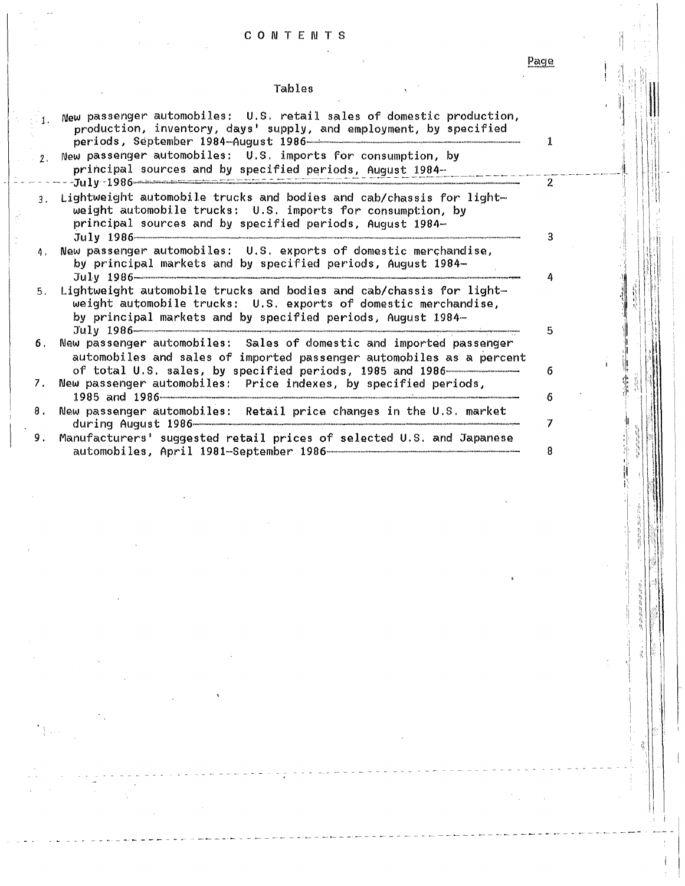# CONTENTS

## Tables

| | Page |
|---|---|
| 1. New passenger automobiles: U.S. retail sales of domestic production, production, inventory, days' supply, and employment, by specified periods, September 1984–August 1986 | 1 |
| 2. New passenger automobiles: U.S. imports for consumption, by principal sources and by specified periods, August 1984–July 1986 | 2 |
| 3. Lightweight automobile trucks and bodies and cab/chassis for lightweight automobile trucks: U.S. imports for consumption, by principal sources and by specified periods, August 1984–July 1986 | 3 |
| 4. New passenger automobiles: U.S. exports of domestic merchandise, by principal markets and by specified periods, August 1984–July 1986 | 4 |
| 5. Lightweight automobile trucks and bodies and cab/chassis for lightweight automobile trucks: U.S. exports of domestic merchandise, by principal markets and by specified periods, August 1984–July 1986 | 5 |
| 6. New passenger automobiles: Sales of domestic and imported passenger automobiles and sales of imported passenger automobiles as a percent of total U.S. sales, by specified periods, 1985 and 1986 | 6 |
| 7. New passenger automobiles: Price indexes, by specified periods, 1985 and 1986 | 6 |
| 8. New passenger automobiles: Retail price changes in the U.S. market during August 1986 | 7 |
| 9. Manufacturers' suggested retail prices of selected U.S. and Japanese automobiles, April 1981–September 1986 | 8 |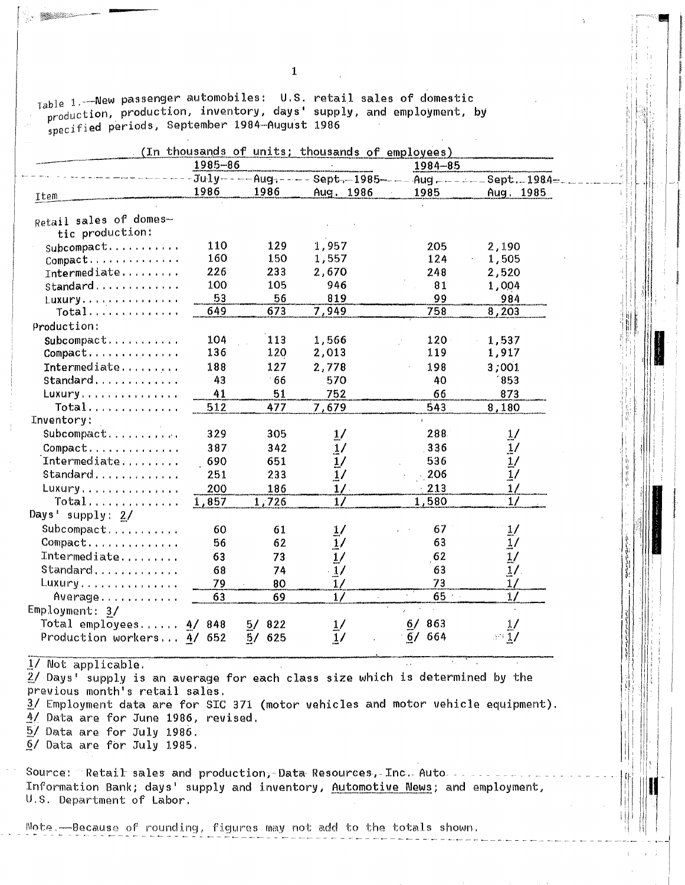Table 1.—New passenger automobiles: U.S. retail sales of domestic production, production, inventory, days' supply, and employment, by specified periods, September 1984–August 1986

(In thousands of units; thousands of employees)

| Item | 1985–86 | | | 1984–85 | |
|---|---|---|---|---|---|
| | July 1986 | Aug. 1986 | Sept. 1985–Aug. 1986 | Aug. 1985 | Sept. 1984–Aug. 1985 |
| Retail sales of domestic production: | | | | | |
| Subcompact | 110 | 129 | 1,957 | 205 | 2,190 |
| Compact | 160 | 150 | 1,557 | 124 | 1,505 |
| Intermediate | 226 | 233 | 2,670 | 248 | 2,520 |
| Standard | 100 | 105 | 946 | 81 | 1,004 |
| Luxury | 53 | 56 | 819 | 99 | 984 |
| Total | 649 | 673 | 7,949 | 758 | 8,203 |
| Production: | | | | | |
| Subcompact | 104 | 113 | 1,566 | 120 | 1,537 |
| Compact | 136 | 120 | 2,013 | 119 | 1,917 |
| Intermediate | 188 | 127 | 2,778 | 198 | 3,001 |
| Standard | 43 | 66 | 570 | 40 | 853 |
| Luxury | 41 | 51 | 752 | 66 | 873 |
| Total | 512 | 477 | 7,679 | 543 | 8,180 |
| Inventory: | | | | | |
| Subcompact | 329 | 305 | 1/ | 288 | 1/ |
| Compact | 387 | 342 | 1/ | 336 | 1/ |
| Intermediate | 690 | 651 | 1/ | 536 | 1/ |
| Standard | 251 | 233 | 1/ | 206 | 1/ |
| Luxury | 200 | 186 | 1/ | 213 | 1/ |
| Total | 1,857 | 1,726 | 1/ | 1,580 | 1/ |
| Days' supply: 2/ | | | | | |
| Subcompact | 60 | 61 | 1/ | 67 | 1/ |
| Compact | 56 | 62 | 1/ | 63 | 1/ |
| Intermediate | 63 | 73 | 1/ | 62 | 1/ |
| Standard | 68 | 74 | 1/ | 63 | 1/ |
| Luxury | 79 | 80 | 1/ | 73 | 1/ |
| Average | 63 | 69 | 1/ | 65 | 1/ |
| Employment: 3/ | | | | | |
| Total employees | 4/ 848 | 5/ 822 | 1/ | 6/ 863 | 1/ |
| Production workers | 4/ 652 | 5/ 625 | 1/ | 6/ 664 | 1/ |

1/ Not applicable.
2/ Days' supply is an average for each class size which is determined by the previous month's retail sales.
3/ Employment data are for SIC 371 (motor vehicles and motor vehicle equipment).
4/ Data are for June 1986, revised.
5/ Data are for July 1986.
6/ Data are for July 1985.

Source: Retail sales and production, Data Resources, Inc. Auto Information Bank; days' supply and inventory, Automotive News; and employment, U.S. Department of Labor.

Note.—Because of rounding, figures may not add to the totals shown.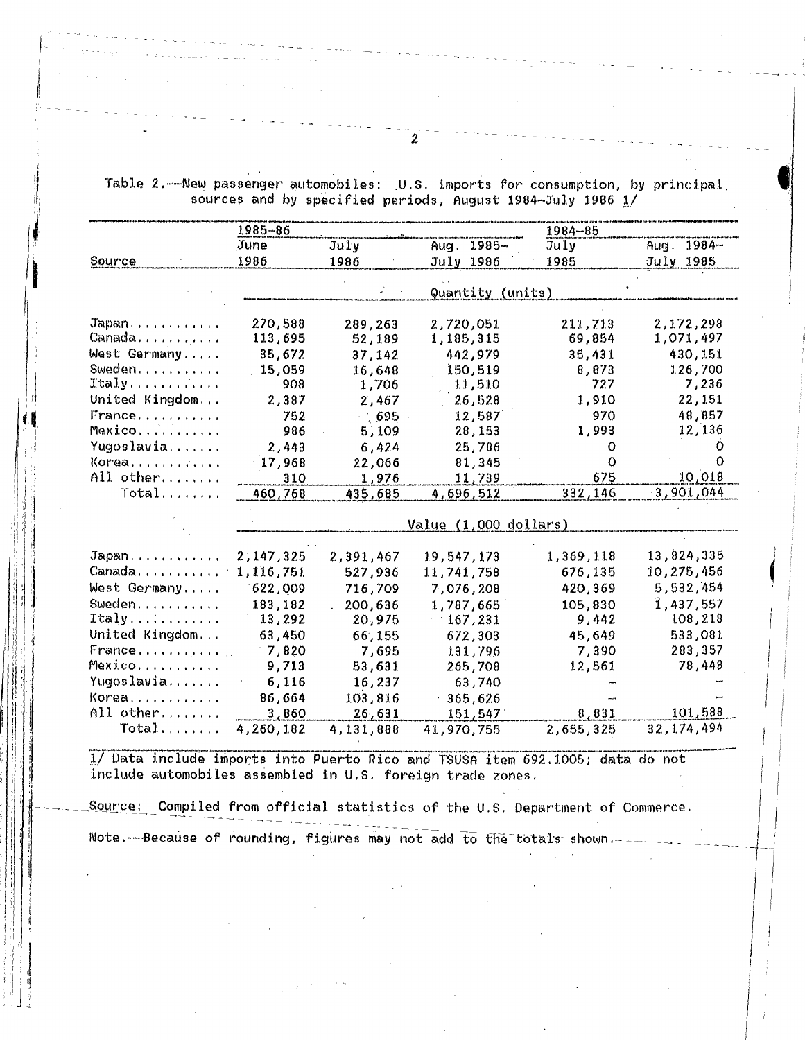Table 2.—New passenger automobiles: U.S. imports for consumption, by principal sources and by specified periods, August 1984–July 1986 1/

| Source | 1985–86 | | | 1984–85 | |
|---|---|---|---|---|---|
| | June 1986 | July 1986 | Aug. 1985–July 1986 | July 1985 | Aug. 1984–July 1985 |
| | Quantity (units) | | | | |
| Japan | 270,588 | 289,263 | 2,720,051 | 211,713 | 2,172,298 |
| Canada | 113,695 | 52,189 | 1,185,315 | 69,854 | 1,071,497 |
| West Germany | 35,672 | 37,142 | 442,979 | 35,431 | 430,151 |
| Sweden | 15,059 | 16,648 | 150,519 | 8,873 | 126,700 |
| Italy | 908 | 1,706 | 11,510 | 727 | 7,236 |
| United Kingdom | 2,387 | 2,467 | 26,528 | 1,910 | 22,151 |
| France | 752 | 695 | 12,587 | 970 | 48,857 |
| Mexico | 986 | 5,109 | 28,153 | 1,993 | 12,136 |
| Yugoslavia | 2,443 | 6,424 | 25,786 | 0 | 0 |
| Korea | 17,968 | 22,066 | 81,345 | 0 | 0 |
| All other | 310 | 1,976 | 11,739 | 675 | 10,018 |
| Total | 460,768 | 435,685 | 4,696,512 | 332,146 | 3,901,044 |
| | Value (1,000 dollars) | | | | |
| Japan | 2,147,325 | 2,391,467 | 19,547,173 | 1,369,118 | 13,824,335 |
| Canada | 1,116,751 | 527,936 | 11,741,758 | 676,135 | 10,275,456 |
| West Germany | 622,009 | 716,709 | 7,076,208 | 420,369 | 5,532,454 |
| Sweden | 183,182 | 200,636 | 1,787,665 | 105,830 | 1,437,557 |
| Italy | 13,292 | 20,975 | 167,231 | 9,442 | 108,218 |
| United Kingdom | 63,450 | 66,155 | 672,303 | 45,649 | 533,081 |
| France | 7,820 | 7,695 | 131,796 | 7,390 | 283,357 |
| Mexico | 9,713 | 53,631 | 265,708 | 12,561 | 78,448 |
| Yugoslavia | 6,116 | 16,237 | 63,740 | – | – |
| Korea | 86,664 | 103,816 | 365,626 | – | – |
| All other | 3,860 | 26,631 | 151,547 | 8,831 | 101,588 |
| Total | 4,260,182 | 4,131,888 | 41,970,755 | 2,655,325 | 32,174,494 |

1/ Data include imports into Puerto Rico and TSUSA item 692.1005; data do not include automobiles assembled in U.S. foreign trade zones.

Source: Compiled from official statistics of the U.S. Department of Commerce.

Note.—Because of rounding, figures may not add to the totals shown.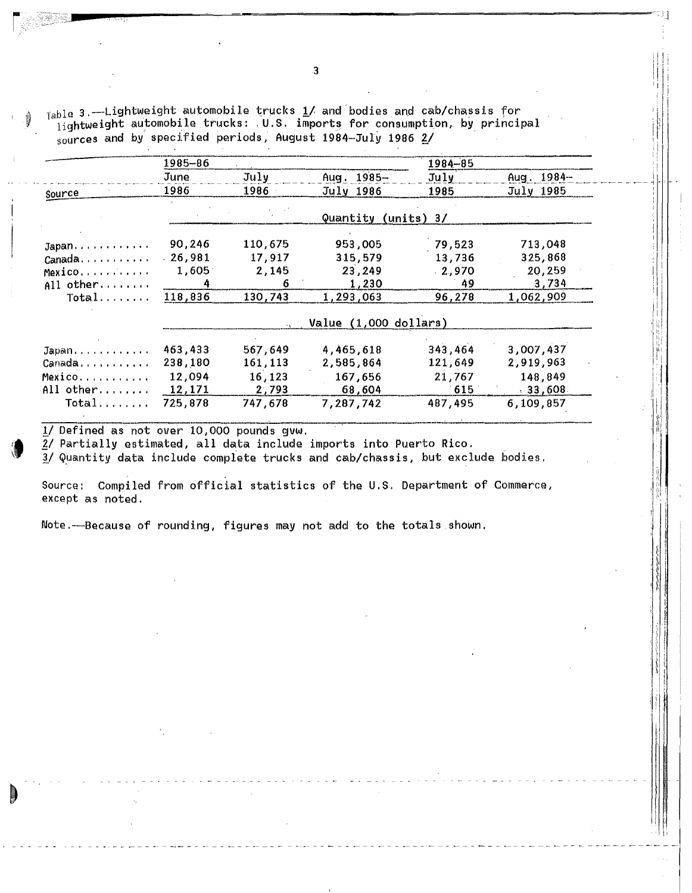Table 3.—Lightweight automobile trucks 1/ and bodies and cab/chassis for lightweight automobile trucks: U.S. imports for consumption, by principal sources and by specified periods, August 1984–July 1986 2/

| Source | 1985–86 June 1986 | July 1986 | Aug. 1985– July 1986 | 1984–85 July 1985 | Aug. 1984– July 1985 |
|---|---|---|---|---|---|
| | Quantity (units) 3/ | | | | |
| Japan | 90,246 | 110,675 | 953,005 | 79,523 | 713,048 |
| Canada | 26,981 | 17,917 | 315,579 | 13,736 | 325,868 |
| Mexico | 1,605 | 2,145 | 23,249 | 2,970 | 20,259 |
| All other | 4 | 6 | 1,230 | 49 | 3,734 |
| Total | 118,836 | 130,743 | 1,293,063 | 96,278 | 1,062,909 |
| | Value (1,000 dollars) | | | | |
| Japan | 463,433 | 567,649 | 4,465,618 | 343,464 | 3,007,437 |
| Canada | 238,180 | 161,113 | 2,585,864 | 121,649 | 2,919,963 |
| Mexico | 12,094 | 16,123 | 167,656 | 21,767 | 148,849 |
| All other | 12,171 | 2,793 | 68,604 | 615 | 33,608 |
| Total | 725,878 | 747,678 | 7,287,742 | 487,495 | 6,109,857 |

1/ Defined as not over 10,000 pounds gvw.
2/ Partially estimated, all data include imports into Puerto Rico.
3/ Quantity data include complete trucks and cab/chassis, but exclude bodies.

Source: Compiled from official statistics of the U.S. Department of Commerce, except as noted.

Note.—Because of rounding, figures may not add to the totals shown.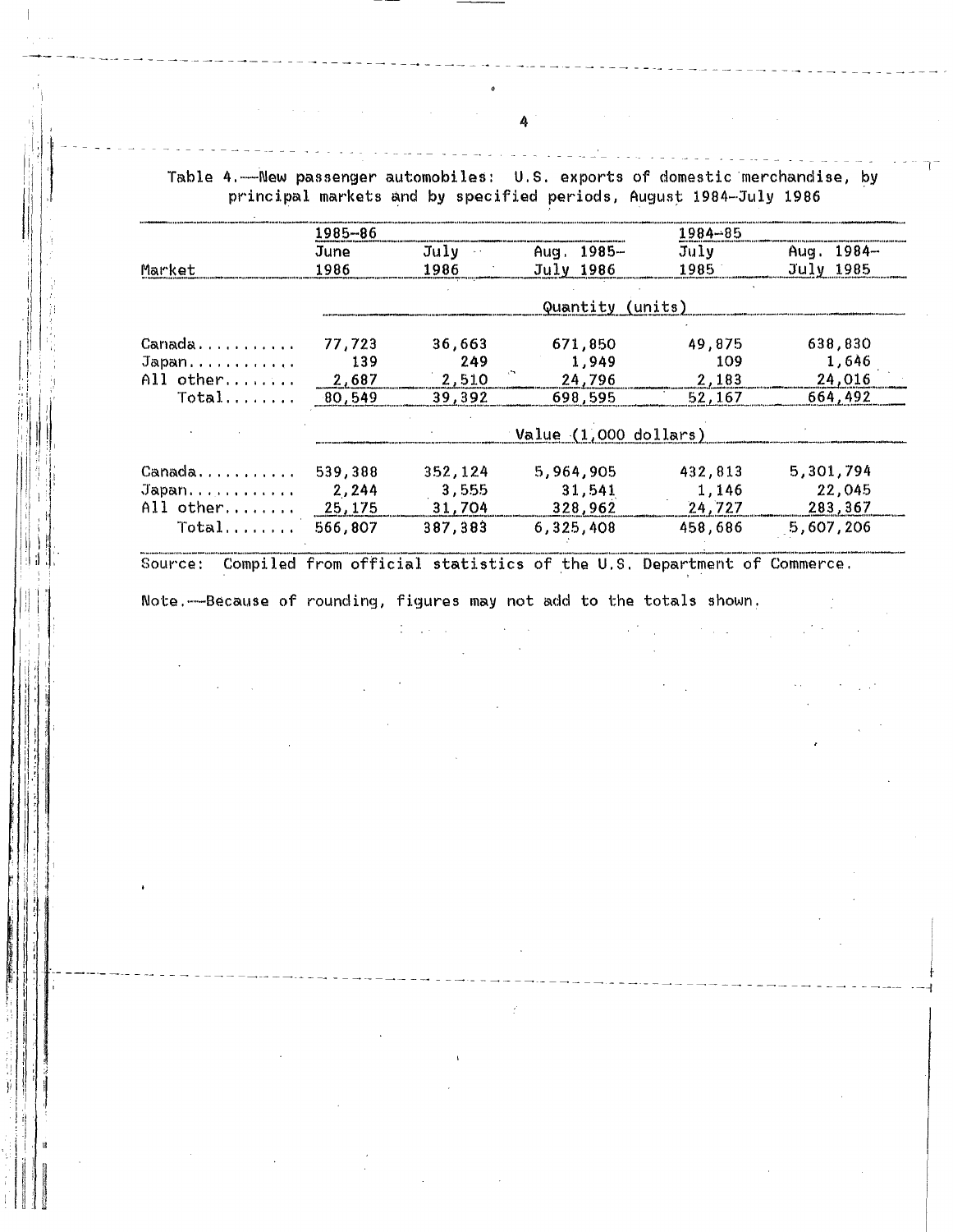Table 4.—New passenger automobiles: U.S. exports of domestic merchandise, by principal markets and by specified periods, August 1984–July 1986

| Market | 1985–86 June 1986 | 1985–86 July 1986 | 1985–86 Aug. 1985– July 1986 | 1984–85 July 1985 | 1984–85 Aug. 1984– July 1985 |
|---|---|---|---|---|---|
| | Quantity (units) | | | | |
| Canada | 77,723 | 36,663 | 671,850 | 49,875 | 638,830 |
| Japan | 139 | 249 | 1,949 | 109 | 1,646 |
| All other | 2,687 | 2,510 | 24,796 | 2,183 | 24,016 |
| Total | 80,549 | 39,392 | 698,595 | 52,167 | 664,492 |
| | Value (1,000 dollars) | | | | |
| Canada | 539,388 | 352,124 | 5,964,905 | 432,813 | 5,301,794 |
| Japan | 2,244 | 3,555 | 31,541 | 1,146 | 22,045 |
| All other | 25,175 | 31,704 | 328,962 | 24,727 | 283,367 |
| Total | 566,807 | 387,383 | 6,325,408 | 458,686 | 5,607,206 |

Source: Compiled from official statistics of the U.S. Department of Commerce.

Note.—Because of rounding, figures may not add to the totals shown.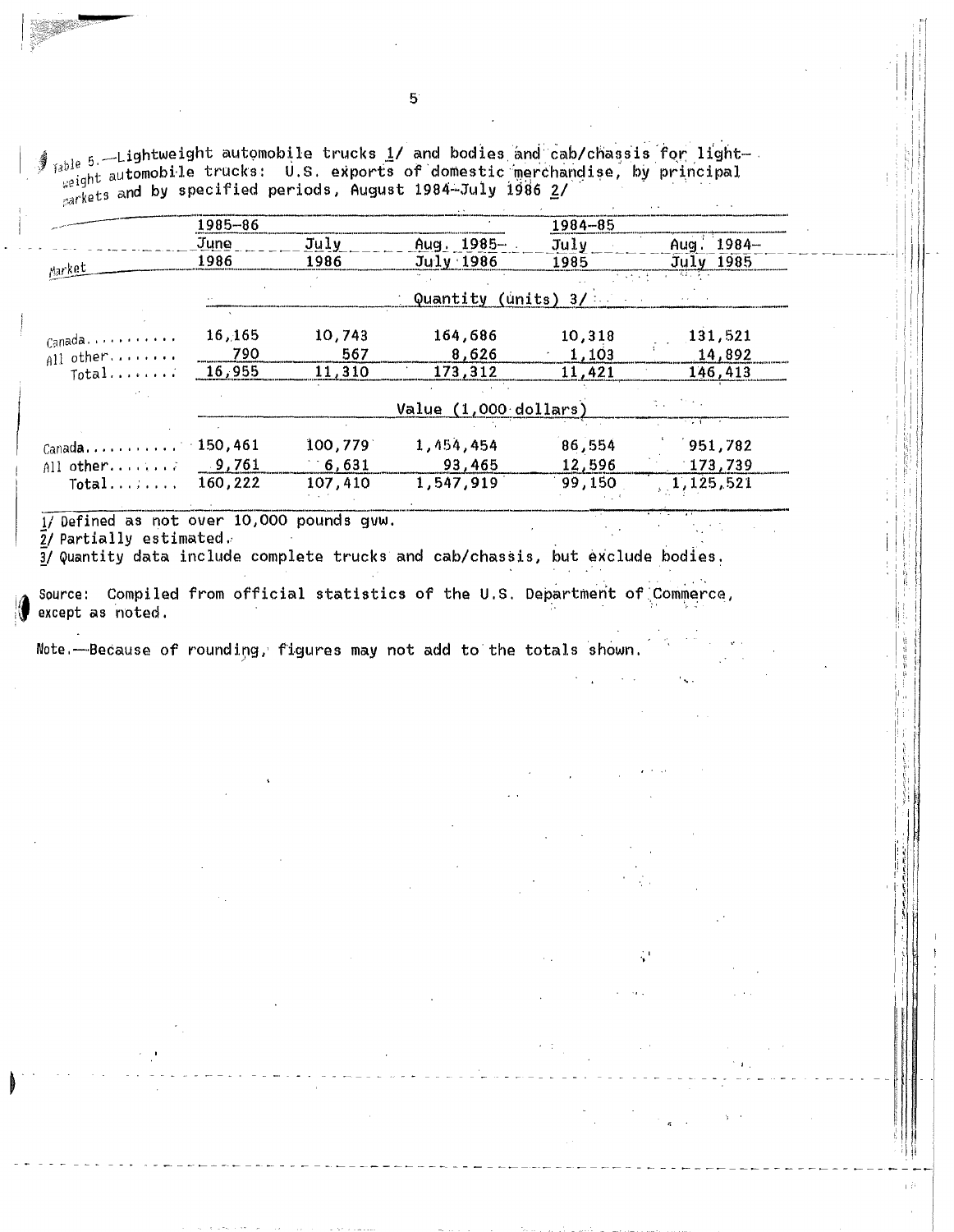Table 5.—Lightweight automobile trucks 1/ and bodies and cab/chassis for lightweight automobile trucks: U.S. exports of domestic merchandise, by principal markets and by specified periods, August 1984–July 1986 2/

| Market | 1985–86 | | | 1984–85 | |
|---|---|---|---|---|---|
| | June 1986 | July 1986 | Aug. 1985–July 1986 | July 1985 | Aug. 1984–July 1985 |
| | Quantity (units) 3/ | | | | |
| Canada.......... | 16,165 | 10,743 | 164,686 | 10,318 | 131,521 |
| All other........ | 790 | 567 | 8,626 | 1,103 | 14,892 |
| Total........ | 16,955 | 11,310 | 173,312 | 11,421 | 146,413 |
| | Value (1,000 dollars) | | | | |
| Canada.......... | 150,461 | 100,779 | 1,454,454 | 86,554 | 951,782 |
| All other........ | 9,761 | 6,631 | 93,465 | 12,596 | 173,739 |
| Total........ | 160,222 | 107,410 | 1,547,919 | 99,150 | 1,125,521 |

1/ Defined as not over 10,000 pounds gvw.
2/ Partially estimated.
3/ Quantity data include complete trucks and cab/chassis, but exclude bodies.

Source: Compiled from official statistics of the U.S. Department of Commerce, except as noted.

Note.—Because of rounding, figures may not add to the totals shown.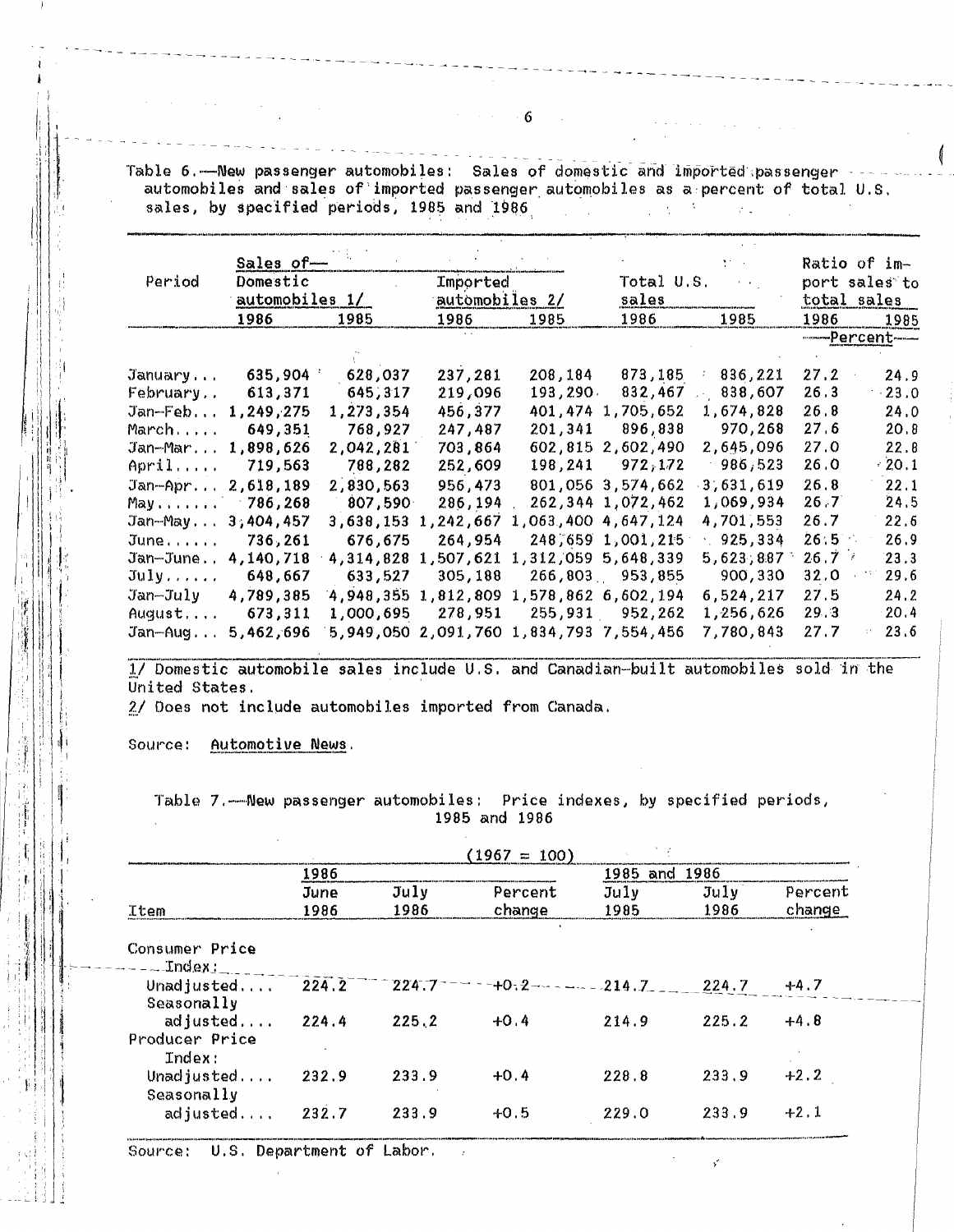Table 6.—New passenger automobiles: Sales of domestic and imported passenger automobiles and sales of imported passenger automobiles as a percent of total U.S. sales, by specified periods, 1985 and 1986

| Period | Sales of— Domestic automobiles 1/ | | Imported automobiles 2/ | | Total U.S. sales | | Ratio of import sales to total sales | |
|---|---|---|---|---|---|---|---|---|
| | 1986 | 1985 | 1986 | 1985 | 1986 | 1985 | 1986 | 1985 |
| | | | | | | | —Percent— | |
| January... | 635,904 | 628,037 | 237,281 | 208,184 | 873,185 | 836,221 | 27.2 | 24.9 |
| February.. | 613,371 | 645,317 | 219,096 | 193,290 | 832,467 | 838,607 | 26.3 | 23.0 |
| Jan–Feb... | 1,249,275 | 1,273,354 | 456,377 | 401,474 | 1,705,652 | 1,674,828 | 26.8 | 24.0 |
| March..... | 649,351 | 768,927 | 247,487 | 201,341 | 896,838 | 970,268 | 27.6 | 20.8 |
| Jan–Mar... | 1,898,626 | 2,042,281 | 703,864 | 602,815 | 2,602,490 | 2,645,096 | 27.0 | 22.8 |
| April..... | 719,563 | 788,282 | 252,609 | 198,241 | 972,172 | 986,523 | 26.0 | 20.1 |
| Jan–Apr... | 2,618,189 | 2,830,563 | 956,473 | 801,056 | 3,574,662 | 3,631,619 | 26.8 | 22.1 |
| May....... | 786,268 | 807,590 | 286,194 | 262,344 | 1,072,462 | 1,069,934 | 26.7 | 24.5 |
| Jan–May... | 3,404,457 | 3,638,153 | 1,242,667 | 1,063,400 | 4,647,124 | 4,701,553 | 26.7 | 22.6 |
| June...... | 736,261 | 676,675 | 264,954 | 248,659 | 1,001,215 | 925,334 | 26.5 | 26.9 |
| Jan–June.. | 4,140,718 | 4,314,828 | 1,507,621 | 1,312,059 | 5,648,339 | 5,623,887 | 26.7 | 23.3 |
| July...... | 648,667 | 633,527 | 305,188 | 266,803 | 953,855 | 900,330 | 32.0 | 29.6 |
| Jan–July | 4,789,385 | 4,948,355 | 1,812,809 | 1,578,862 | 6,602,194 | 6,524,217 | 27.5 | 24.2 |
| August.... | 673,311 | 1,000,695 | 278,951 | 255,931 | 952,262 | 1,256,626 | 29.3 | 20.4 |
| Jan–Aug... | 5,462,696 | 5,949,050 | 2,091,760 | 1,834,793 | 7,554,456 | 7,780,843 | 27.7 | 23.6 |

1/ Domestic automobile sales include U.S. and Canadian-built automobiles sold in the United States.
2/ Does not include automobiles imported from Canada.

Source: Automotive News.

Table 7.—New passenger automobiles: Price indexes, by specified periods, 1985 and 1986

(1967 = 100)

| Item | 1986 June 1986 | July 1986 | Percent change | 1985 and 1986 July 1985 | July 1986 | Percent change |
|---|---|---|---|---|---|---|
| Consumer Price Index: | | | | | | |
| Unadjusted.... | 224.2 | 224.7 | +0.2 | 214.7 | 224.7 | +4.7 |
| Seasonally adjusted.... | 224.4 | 225.2 | +0.4 | 214.9 | 225.2 | +4.8 |
| Producer Price Index: | | | | | | |
| Unadjusted.... | 232.9 | 233.9 | +0.4 | 228.8 | 233.9 | +2.2 |
| Seasonally adjusted.... | 232.7 | 233.9 | +0.5 | 229.0 | 233.9 | +2.1 |

Source: U.S. Department of Labor.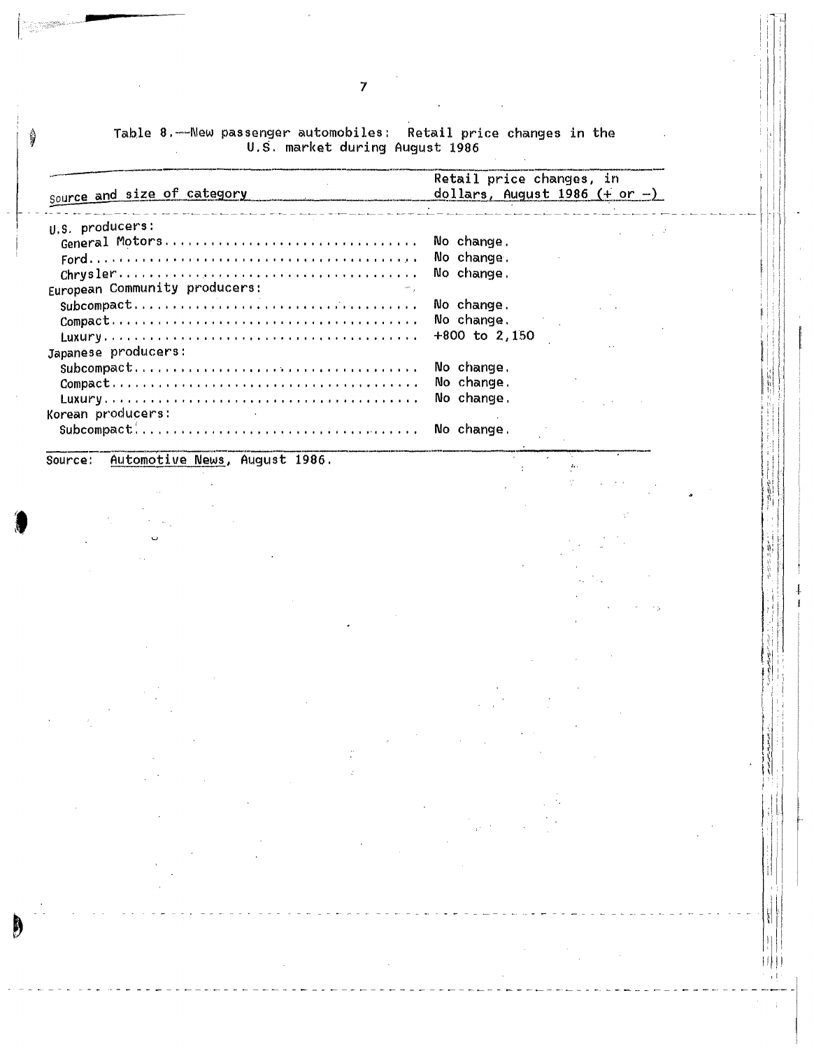Table 8.—New passenger automobiles: Retail price changes in the U.S. market during August 1986

| Source and size of category | Retail price changes, in dollars, August 1986 (+ or –) |
| --- | --- |
| U.S. producers: | |
| General Motors | No change. |
| Ford | No change. |
| Chrysler | No change. |
| European Community producers: | |
| Subcompact | No change. |
| Compact | No change. |
| Luxury | +800 to 2,150 |
| Japanese producers: | |
| Subcompact | No change. |
| Compact | No change. |
| Luxury | No change. |
| Korean producers: | |
| Subcompact | No change. |

Source: Automotive News, August 1986.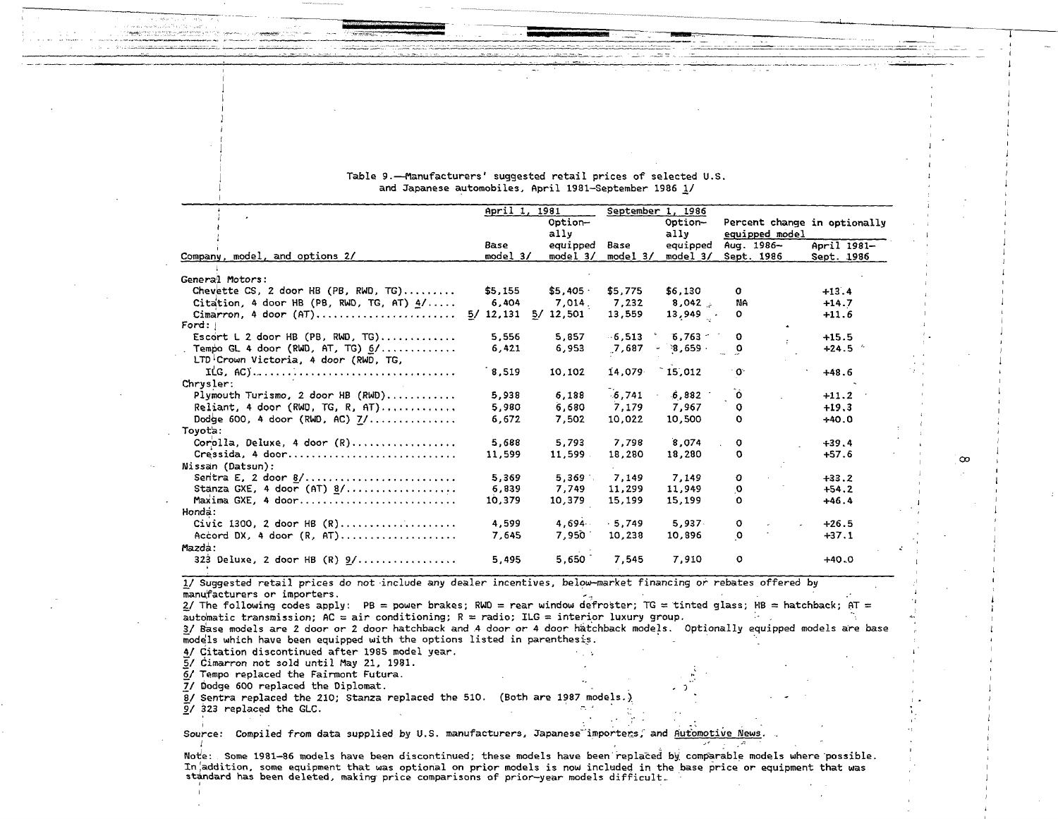Table 9.—Manufacturers' suggested retail prices of selected U.S. and Japanese automobiles, April 1981–September 1986 1/

| Company, model, and options 2/ | April 1, 1981 | | September 1, 1986 | | Percent change in optionally equipped model | |
|---|---|---|---|---|---|---|
| | Base model 3/ | Optionally equipped model 3/ | Base model 3/ | Optionally equipped model 3/ | Aug. 1986–Sept. 1986 | April 1981–Sept. 1986 |
| General Motors: | | | | | | |
| Chevette CS, 2 door HB (PB, RWD, TG) | $5,155 | $5,405 | $5,775 | $6,130 | 0 | +13.4 |
| Citation, 4 door HB (PB, RWD, TG, AT) 4/ | 6,404 | 7,014 | 7,232 | 8,042 | NA | +14.7 |
| Cimarron, 4 door (AT) | 5/ 12,131 | 5/ 12,501 | 13,559 | 13,949 | 0 | +11.6 |
| Ford: | | | | | | |
| Escort L 2 door HB (PB, RWD, TG) | 5,556 | 5,857 | 6,513 | 6,763 | 0 | +15.5 |
| Tempo GL 4 door (RWD, AT, TG) 6/ | 6,421 | 6,953 | 7,687 | 8,659 | 0 | +24.5 |
| LTD Crown Victoria, 4 door (RWD, TG, ILG, AC) | 8,519 | 10,102 | 14,079 | 15,012 | 0 | +48.6 |
| Chrysler: | | | | | | |
| Plymouth Turismo, 2 door HB (RWD) | 5,938 | 6,188 | 6,741 | 6,882 | 0 | +11.2 |
| Reliant, 4 door (RWD, TG, R, AT) | 5,980 | 6,680 | 7,179 | 7,967 | 0 | +19.3 |
| Dodge 600, 4 door (RWD, AC) 7/ | 6,672 | 7,502 | 10,022 | 10,500 | 0 | +40.0 |
| Toyota: | | | | | | |
| Corolla, Deluxe, 4 door (R) | 5,688 | 5,793 | 7,798 | 8,074 | 0 | +39.4 |
| Cressida, 4 door | 11,599 | 11,599 | 18,280 | 18,280 | 0 | +57.6 |
| Nissan (Datsun): | | | | | | |
| Sentra E, 2 door 8/ | 5,369 | 5,369 | 7,149 | 7,149 | 0 | +33.2 |
| Stanza GXE, 4 door (AT) 8/ | 6,839 | 7,749 | 11,299 | 11,949 | 0 | +54.2 |
| Maxima GXE, 4 door | 10,379 | 10,379 | 15,199 | 15,199 | 0 | +46.4 |
| Honda: | | | | | | |
| Civic 1300, 2 door HB (R) | 4,599 | 4,694 | 5,749 | 5,937 | 0 | +26.5 |
| Accord DX, 4 door (R, AT) | 7,645 | 7,950 | 10,238 | 10,896 | 0 | +37.1 |
| Mazda: | | | | | | |
| 323 Deluxe, 2 door HB (R) 9/ | 5,495 | 5,650 | 7,545 | 7,910 | 0 | +40.0 |

1/ Suggested retail prices do not include any dealer incentives, below-market financing or rebates offered by manufacturers or importers.
2/ The following codes apply: PB = power brakes; RWD = rear window defroster; TG = tinted glass; HB = hatchback; AT = automatic transmission; AC = air conditioning; R = radio; ILG = interior luxury group.
3/ Base models are 2 door or 2 door hatchback and 4 door or 4 door hatchback models. Optionally equipped models are base models which have been equipped with the options listed in parenthesis.
4/ Citation discontinued after 1985 model year.
5/ Cimarron not sold until May 21, 1981.
6/ Tempo replaced the Fairmont Futura.
7/ Dodge 600 replaced the Diplomat.
8/ Sentra replaced the 210; Stanza replaced the 510. (Both are 1987 models.)
9/ 323 replaced the GLC.

Source: Compiled from data supplied by U.S. manufacturers, Japanese importers, and Automotive News.

Note: Some 1981–86 models have been discontinued; these models have been replaced by comparable models where possible. In addition, some equipment that was optional on prior models is now included in the base price or equipment that was standard has been deleted, making price comparisons of prior-year models difficult.